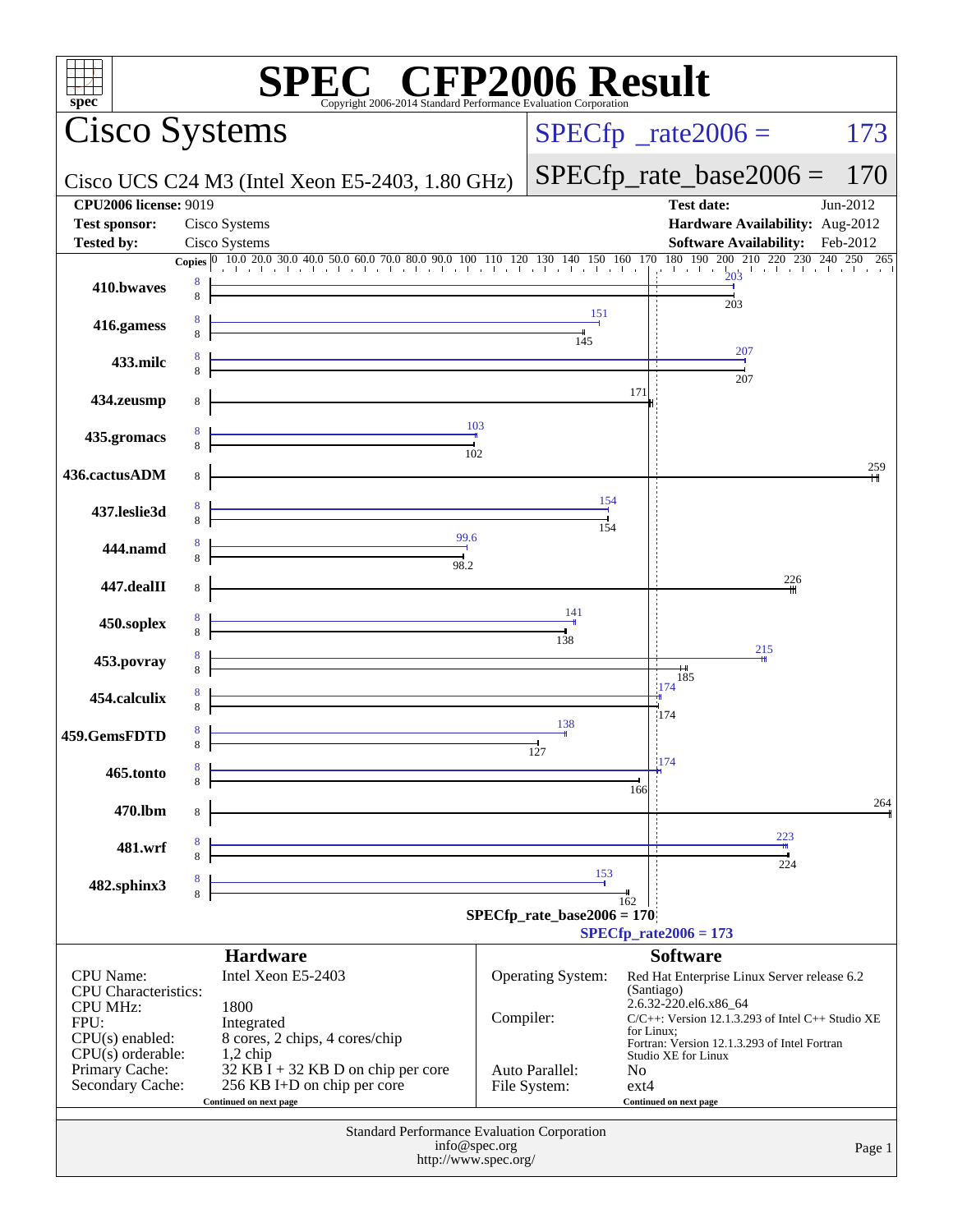# SPEC CFP2006 Result

Copyright 2006-2014 Standard Performance Evaluation Corporation

## Cisco Systems

**Cisco UCS C24 M3 (Intel Xeon E5-2403, 1.80 GHz)**

SPECfp_rate2006 = 173

SPECfp_rate_base2006 = 170

| | | | |
|---|---|---|---|
| **CPU2006 license:** 9019 | | **Test date:** | Jun-2012 |
| **Test sponsor:** | Cisco Systems | **Hardware Availability:** | Aug-2012 |
| **Tested by:** | Cisco Systems | **Software Availability:** | Feb-2012 |

| Benchmark | Copies (peak) | Copies (base) | Peak | Base |
|---|---|---|---|---|
| 410.bwaves | 8 | 8 | 203 | 203 |
| 416.gamess | 8 | 8 | 151 | 145 |
| 433.milc | 8 | 8 | 207 | 207 |
| 434.zeusmp | | 8 | | 171 |
| 435.gromacs | 8 | 8 | 103 | 102 |
| 436.cactusADM | | 8 | | 259 |
| 437.leslie3d | 8 | 8 | 154 | 154 |
| 444.namd | 8 | 8 | 99.6 | 98.2 |
| 447.dealII | | 8 | | 226 |
| 450.soplex | 8 | 8 | 141 | 138 |
| 453.povray | 8 | 8 | 215 | 185 |
| 454.calculix | 8 | 8 | 174 | 174 |
| 459.GemsFDTD | 8 | 8 | 138 | 127 |
| 465.tonto | 8 | 8 | 174 | 166 |
| 470.lbm | | 8 | | 264 |
| 481.wrf | 8 | 8 | 223 | 224 |
| 482.sphinx3 | 8 | 8 | 153 | 162 |

SPECfp_rate_base2006 = 170

SPECfp_rate2006 = 173

### Hardware

| | |
|---|---|
| CPU Name: | Intel Xeon E5-2403 |
| CPU Characteristics: | |
| CPU MHz: | 1800 |
| FPU: | Integrated |
| CPU(s) enabled: | 8 cores, 2 chips, 4 cores/chip |
| CPU(s) orderable: | 1,2 chip |
| Primary Cache: | 32 KB I + 32 KB D on chip per core |
| Secondary Cache: | 256 KB I+D on chip per core |

Continued on next page

### Software

| | |
|---|---|
| Operating System: | Red Hat Enterprise Linux Server release 6.2 (Santiago) 2.6.32-220.el6.x86_64 |
| Compiler: | C/C++: Version 12.1.3.293 of Intel C++ Studio XE for Linux; Fortran: Version 12.1.3.293 of Intel Fortran Studio XE for Linux |
| Auto Parallel: | No |
| File System: | ext4 |

Continued on next page

Standard Performance Evaluation Corporation
info@spec.org
http://www.spec.org/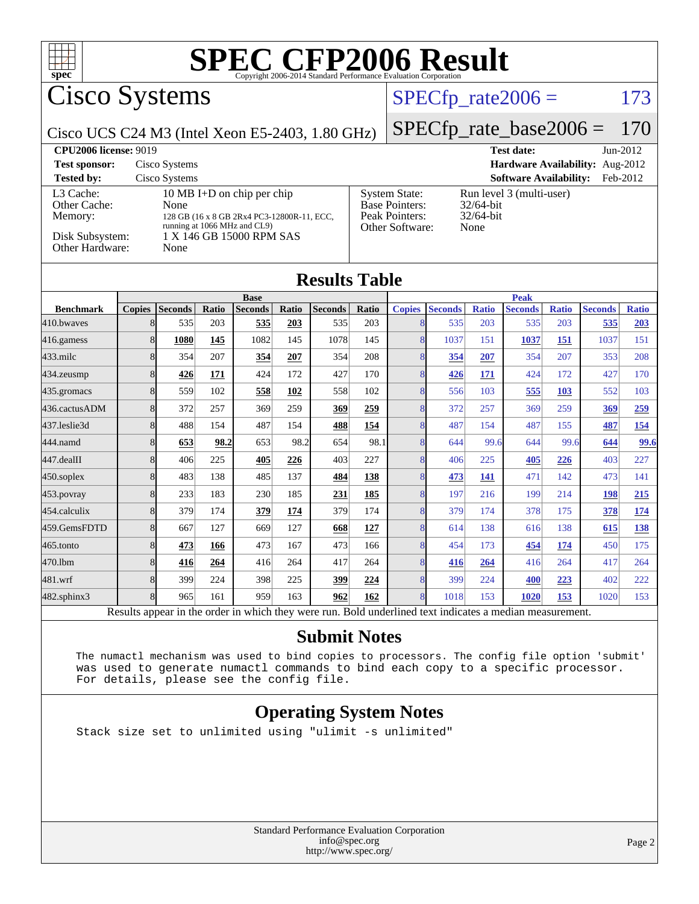# SPEC CFP2006 Result

Copyright 2006-2014 Standard Performance Evaluation Corporation

## Cisco Systems

Cisco UCS C24 M3 (Intel Xeon E5-2403, 1.80 GHz)

SPECfp_rate2006 = 173

SPECfp_rate_base2006 = 170

| | | | |
|---|---|---|---|
| **CPU2006 license:** 9019 | | **Test date:** | Jun-2012 |
| **Test sponsor:** | Cisco Systems | **Hardware Availability:** | Aug-2012 |
| **Tested by:** | Cisco Systems | **Software Availability:** | Feb-2012 |

| | | | |
|---|---|---|---|
| L3 Cache: | 10 MB I+D on chip per chip | System State: | Run level 3 (multi-user) |
| Other Cache: | None | Base Pointers: | 32/64-bit |
| Memory: | 128 GB (16 x 8 GB 2Rx4 PC3-12800R-11, ECC, running at 1066 MHz and CL9) | Peak Pointers: | 32/64-bit |
| Disk Subsystem: | 1 X 146 GB 15000 RPM SAS | Other Software: | None |
| Other Hardware: | None | | |

## Results Table

| Benchmark | Base | | | | | | | Peak | | | | | | |
|---|---|---|---|---|---|---|---|---|---|---|---|---|---|---|
| | Copies | Seconds | Ratio | Seconds | Ratio | Seconds | Ratio | Copies | Seconds | Ratio | Seconds | Ratio | Seconds | Ratio |
| 410.bwaves | 8 | 535 | 203 | **535** | **203** | 535 | 203 | 8 | 535 | 203 | 535 | 203 | **535** | **203** |
| 416.gamess | 8 | **1080** | **145** | 1082 | 145 | 1078 | 145 | 8 | 1037 | 151 | **1037** | **151** | 1037 | 151 |
| 433.milc | 8 | 354 | 207 | **354** | **207** | 354 | 208 | 8 | **354** | **207** | 354 | 207 | 353 | 208 |
| 434.zeusmp | 8 | **426** | **171** | 424 | 172 | 427 | 170 | 8 | **426** | **171** | 424 | 172 | 427 | 170 |
| 435.gromacs | 8 | 559 | 102 | **558** | **102** | 558 | 102 | 8 | 556 | 103 | **555** | **103** | 552 | 103 |
| 436.cactusADM | 8 | 372 | 257 | 369 | 259 | **369** | **259** | 8 | 372 | 257 | 369 | 259 | **369** | **259** |
| 437.leslie3d | 8 | 488 | 154 | 487 | 154 | **488** | **154** | 8 | 487 | 154 | 487 | 155 | **487** | **154** |
| 444.namd | 8 | **653** | **98.2** | 653 | 98.2 | 654 | 98.1 | 8 | 644 | 99.6 | 644 | 99.6 | **644** | **99.6** |
| 447.dealII | 8 | 406 | 225 | **405** | **226** | 403 | 227 | 8 | 406 | 225 | **405** | **226** | 403 | 227 |
| 450.soplex | 8 | 483 | 138 | 485 | 137 | **484** | **138** | 8 | **473** | **141** | 471 | 142 | 473 | 141 |
| 453.povray | 8 | 233 | 183 | 230 | 185 | **231** | **185** | 8 | 197 | 216 | 199 | 214 | **198** | **215** |
| 454.calculix | 8 | 379 | 174 | **379** | **174** | 379 | 174 | 8 | 379 | 174 | 378 | 175 | **378** | **174** |
| 459.GemsFDTD | 8 | 667 | 127 | 669 | 127 | **668** | **127** | 8 | 614 | 138 | 616 | 138 | **615** | **138** |
| 465.tonto | 8 | **473** | **166** | 473 | 167 | 473 | 166 | 8 | 454 | 173 | **454** | **174** | 450 | 175 |
| 470.lbm | 8 | **416** | **264** | 416 | 264 | 417 | 264 | 8 | **416** | **264** | 416 | 264 | 417 | 264 |
| 481.wrf | 8 | 399 | 224 | 398 | 225 | **399** | **224** | 8 | 399 | 224 | **400** | **223** | 402 | 222 |
| 482.sphinx3 | 8 | 965 | 161 | 959 | 163 | **962** | **162** | 8 | 1018 | 153 | **1020** | **153** | 1020 | 153 |

Results appear in the order in which they were run. Bold underlined text indicates a median measurement.

## Submit Notes

The numactl mechanism was used to bind copies to processors. The config file option 'submit' was used to generate numactl commands to bind each copy to a specific processor. For details, please see the config file.

## Operating System Notes

Stack size set to unlimited using "ulimit -s unlimited"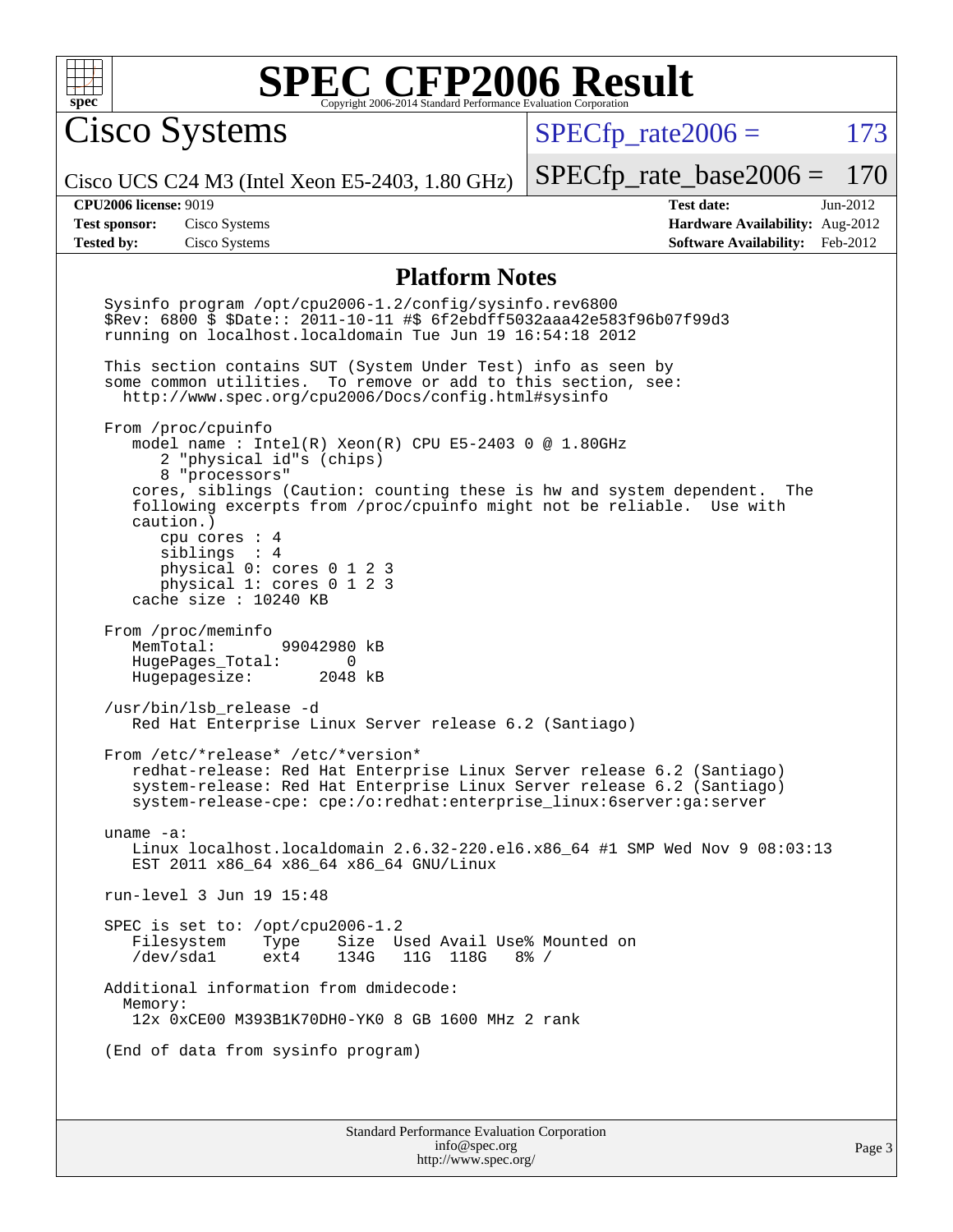# SPEC CFP2006 Result

Copyright 2006-2014 Standard Performance Evaluation Corporation

## Cisco Systems

Cisco UCS C24 M3 (Intel Xeon E5-2403, 1.80 GHz)

SPECfp_rate2006 = 173

SPECfp_rate_base2006 = 170

| | | | |
|---|---|---|---|
| **CPU2006 license:** | 9019 | **Test date:** | Jun-2012 |
| **Test sponsor:** | Cisco Systems | **Hardware Availability:** | Aug-2012 |
| **Tested by:** | Cisco Systems | **Software Availability:** | Feb-2012 |

## Platform Notes

```
Sysinfo program /opt/cpu2006-1.2/config/sysinfo.rev6800
$Rev: 6800 $ $Date:: 2011-10-11 #$ 6f2ebdff5032aaa42e583f96b07f99d3
running on localhost.localdomain Tue Jun 19 16:54:18 2012

This section contains SUT (System Under Test) info as seen by
some common utilities.  To remove or add to this section, see:
  http://www.spec.org/cpu2006/Docs/config.html#sysinfo

From /proc/cpuinfo
   model name : Intel(R) Xeon(R) CPU E5-2403 0 @ 1.80GHz
      2 "physical id"s (chips)
      8 "processors"
   cores, siblings (Caution: counting these is hw and system dependent.  The
   following excerpts from /proc/cpuinfo might not be reliable.  Use with
   caution.)
      cpu cores : 4
      siblings  : 4
      physical 0: cores 0 1 2 3
      physical 1: cores 0 1 2 3
   cache size : 10240 KB

From /proc/meminfo
   MemTotal:       99042980 kB
   HugePages_Total:       0
   Hugepagesize:       2048 kB

/usr/bin/lsb_release -d
   Red Hat Enterprise Linux Server release 6.2 (Santiago)

From /etc/*release* /etc/*version*
   redhat-release: Red Hat Enterprise Linux Server release 6.2 (Santiago)
   system-release: Red Hat Enterprise Linux Server release 6.2 (Santiago)
   system-release-cpe: cpe:/o:redhat:enterprise_linux:6server:ga:server

uname -a:
   Linux localhost.localdomain 2.6.32-220.el6.x86_64 #1 SMP Wed Nov 9 08:03:13
   EST 2011 x86_64 x86_64 x86_64 GNU/Linux

run-level 3 Jun 19 15:48

SPEC is set to: /opt/cpu2006-1.2
   Filesystem     Type    Size  Used Avail Use% Mounted on
   /dev/sda1      ext4    134G   11G  118G   8% /

Additional information from dmidecode:
  Memory:
   12x 0xCE00 M393B1K70DH0-YK0 8 GB 1600 MHz 2 rank

(End of data from sysinfo program)
```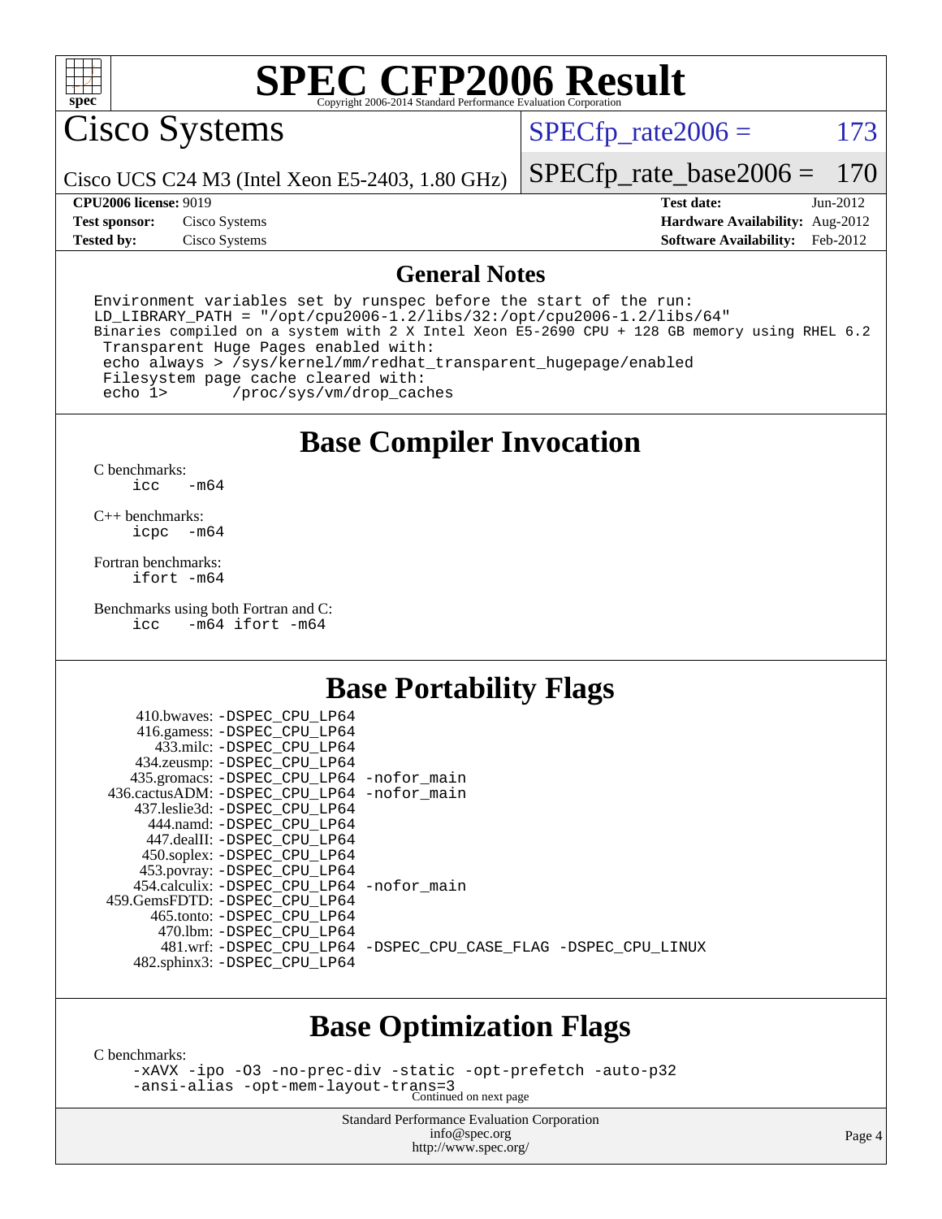# SPEC CFP2006 Result

Copyright 2006-2014 Standard Performance Evaluation Corporation

## Cisco Systems

Cisco UCS C24 M3 (Intel Xeon E5-2403, 1.80 GHz)

SPECfp_rate2006 = 173

SPECfp_rate_base2006 = 170

**CPU2006 license:** 9019
**Test sponsor:** Cisco Systems
**Tested by:** Cisco Systems

**Test date:** Jun-2012
**Hardware Availability:** Aug-2012
**Software Availability:** Feb-2012

## General Notes

```
Environment variables set by runspec before the start of the run:
LD_LIBRARY_PATH = "/opt/cpu2006-1.2/libs/32:/opt/cpu2006-1.2/libs/64"
Binaries compiled on a system with 2 X Intel Xeon E5-2690 CPU + 128 GB memory using RHEL 6.2
 Transparent Huge Pages enabled with:
 echo always > /sys/kernel/mm/redhat_transparent_hugepage/enabled
 Filesystem page cache cleared with:
 echo 1>       /proc/sys/vm/drop_caches
```

## Base Compiler Invocation

C benchmarks:
```
icc   -m64
```

C++ benchmarks:
```
icpc  -m64
```

Fortran benchmarks:
```
ifort -m64
```

Benchmarks using both Fortran and C:
```
icc   -m64 ifort -m64
```

## Base Portability Flags

```
     410.bwaves: -DSPEC_CPU_LP64
     416.gamess: -DSPEC_CPU_LP64
       433.milc: -DSPEC_CPU_LP64
     434.zeusmp: -DSPEC_CPU_LP64
    435.gromacs: -DSPEC_CPU_LP64 -nofor_main
 436.cactusADM: -DSPEC_CPU_LP64 -nofor_main
   437.leslie3d: -DSPEC_CPU_LP64
       444.namd: -DSPEC_CPU_LP64
     447.dealII: -DSPEC_CPU_LP64
     450.soplex: -DSPEC_CPU_LP64
     453.povray: -DSPEC_CPU_LP64
   454.calculix: -DSPEC_CPU_LP64 -nofor_main
  459.GemsFDTD: -DSPEC_CPU_LP64
      465.tonto: -DSPEC_CPU_LP64
        470.lbm: -DSPEC_CPU_LP64
        481.wrf: -DSPEC_CPU_LP64 -DSPEC_CPU_CASE_FLAG -DSPEC_CPU_LINUX
    482.sphinx3: -DSPEC_CPU_LP64
```

## Base Optimization Flags

C benchmarks:
```
-xAVX -ipo -O3 -no-prec-div -static -opt-prefetch -auto-p32
-ansi-alias -opt-mem-layout-trans=3
```

Continued on next page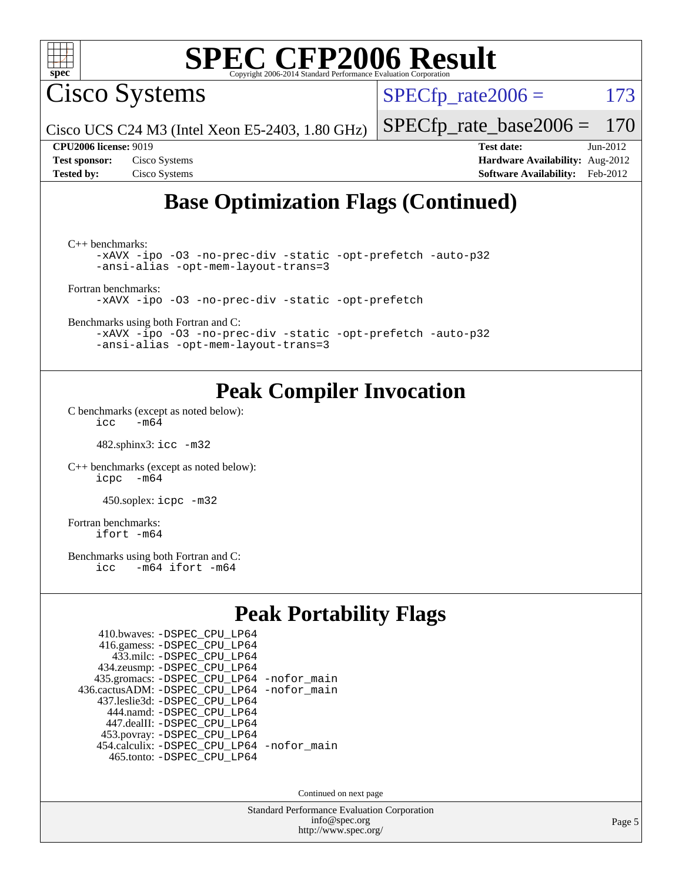# Base Optimization Flags (Continued)

C++ benchmarks:

```
-xAVX -ipo -O3 -no-prec-div -static -opt-prefetch -auto-p32
-ansi-alias -opt-mem-layout-trans=3
```

Fortran benchmarks:

```
-xAVX -ipo -O3 -no-prec-div -static -opt-prefetch
```

Benchmarks using both Fortran and C:

```
-xAVX -ipo -O3 -no-prec-div -static -opt-prefetch -auto-p32
-ansi-alias -opt-mem-layout-trans=3
```

# Peak Compiler Invocation

C benchmarks (except as noted below):

```
icc   -m64
```

482.sphinx3: `icc -m32`

C++ benchmarks (except as noted below):

```
icpc  -m64
```

450.soplex: `icpc -m32`

Fortran benchmarks:

```
ifort -m64
```

Benchmarks using both Fortran and C:

```
icc   -m64 ifort -m64
```

# Peak Portability Flags

```
   410.bwaves: -DSPEC_CPU_LP64
   416.gamess: -DSPEC_CPU_LP64
    433.milc: -DSPEC_CPU_LP64
   434.zeusmp: -DSPEC_CPU_LP64
  435.gromacs: -DSPEC_CPU_LP64 -nofor_main
436.cactusADM: -DSPEC_CPU_LP64 -nofor_main
  437.leslie3d: -DSPEC_CPU_LP64
    444.namd: -DSPEC_CPU_LP64
   447.dealII: -DSPEC_CPU_LP64
   453.povray: -DSPEC_CPU_LP64
 454.calculix: -DSPEC_CPU_LP64 -nofor_main
    465.tonto: -DSPEC_CPU_LP64
```

Continued on next page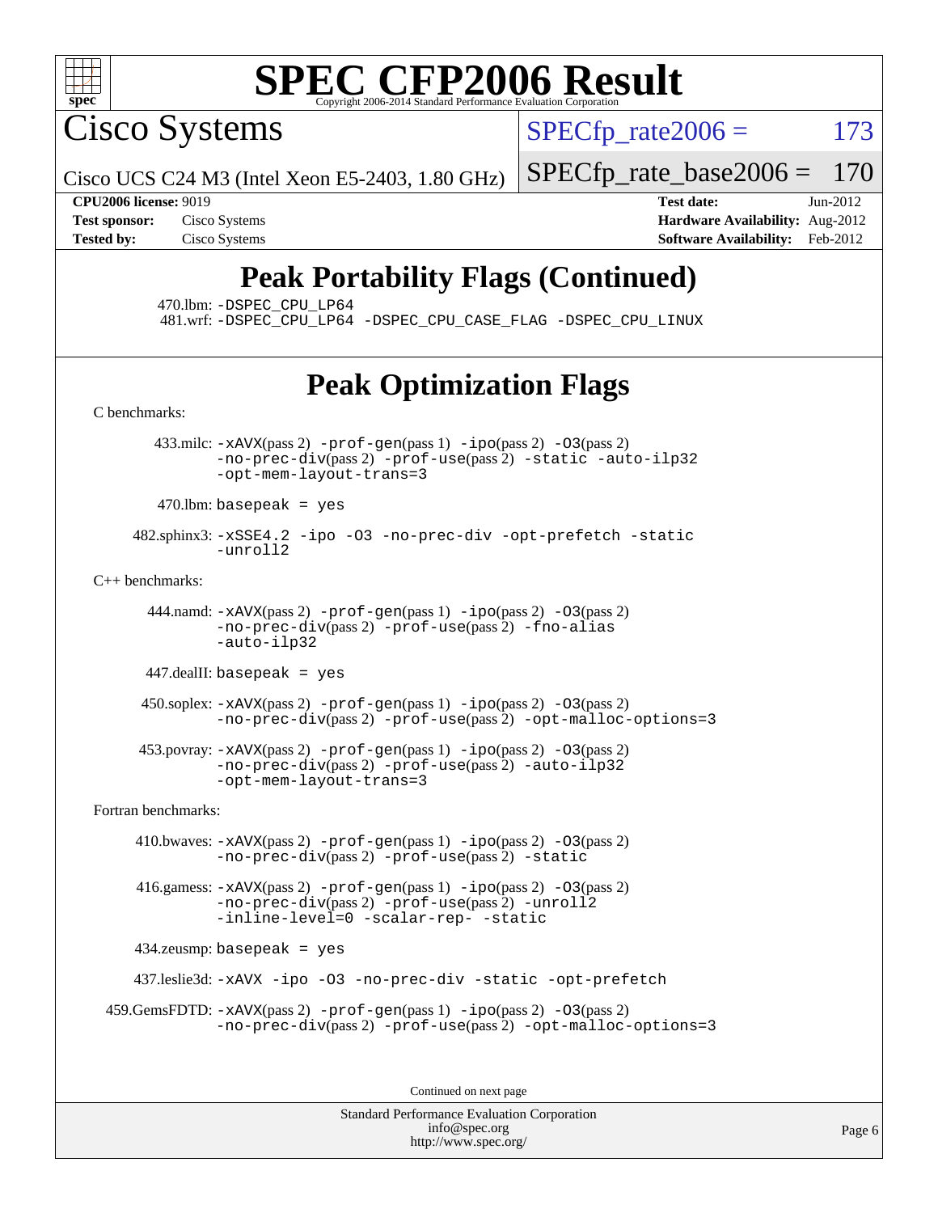# SPEC CFP2006 Result

Copyright 2006-2014 Standard Performance Evaluation Corporation

## Cisco Systems

Cisco UCS C24 M3 (Intel Xeon E5-2403, 1.80 GHz)

SPECfp_rate2006 = 173

SPECfp_rate_base2006 = 170

**CPU2006 license:** 9019
**Test sponsor:** Cisco Systems
**Tested by:** Cisco Systems

**Test date:** Jun-2012
**Hardware Availability:** Aug-2012
**Software Availability:** Feb-2012

## Peak Portability Flags (Continued)

470.lbm: `-DSPEC_CPU_LP64`
481.wrf: `-DSPEC_CPU_LP64 -DSPEC_CPU_CASE_FLAG -DSPEC_CPU_LINUX`

## Peak Optimization Flags

C benchmarks:

433.milc: `-xAVX`(pass 2) `-prof-gen`(pass 1) `-ipo`(pass 2) `-O3`(pass 2) `-no-prec-div`(pass 2) `-prof-use`(pass 2) `-static -auto-ilp32 -opt-mem-layout-trans=3`

470.lbm: `basepeak = yes`

482.sphinx3: `-xSSE4.2 -ipo -O3 -no-prec-div -opt-prefetch -static -unroll2`

C++ benchmarks:

444.namd: `-xAVX`(pass 2) `-prof-gen`(pass 1) `-ipo`(pass 2) `-O3`(pass 2) `-no-prec-div`(pass 2) `-prof-use`(pass 2) `-fno-alias -auto-ilp32`

447.dealII: `basepeak = yes`

450.soplex: `-xAVX`(pass 2) `-prof-gen`(pass 1) `-ipo`(pass 2) `-O3`(pass 2) `-no-prec-div`(pass 2) `-prof-use`(pass 2) `-opt-malloc-options=3`

453.povray: `-xAVX`(pass 2) `-prof-gen`(pass 1) `-ipo`(pass 2) `-O3`(pass 2) `-no-prec-div`(pass 2) `-prof-use`(pass 2) `-auto-ilp32 -opt-mem-layout-trans=3`

Fortran benchmarks:

410.bwaves: `-xAVX`(pass 2) `-prof-gen`(pass 1) `-ipo`(pass 2) `-O3`(pass 2) `-no-prec-div`(pass 2) `-prof-use`(pass 2) `-static`

416.gamess: `-xAVX`(pass 2) `-prof-gen`(pass 1) `-ipo`(pass 2) `-O3`(pass 2) `-no-prec-div`(pass 2) `-prof-use`(pass 2) `-unroll2 -inline-level=0 -scalar-rep- -static`

434.zeusmp: `basepeak = yes`

437.leslie3d: `-xAVX -ipo -O3 -no-prec-div -static -opt-prefetch`

459.GemsFDTD: `-xAVX`(pass 2) `-prof-gen`(pass 1) `-ipo`(pass 2) `-O3`(pass 2) `-no-prec-div`(pass 2) `-prof-use`(pass 2) `-opt-malloc-options=3`

Continued on next page

Standard Performance Evaluation Corporation
info@spec.org
http://www.spec.org/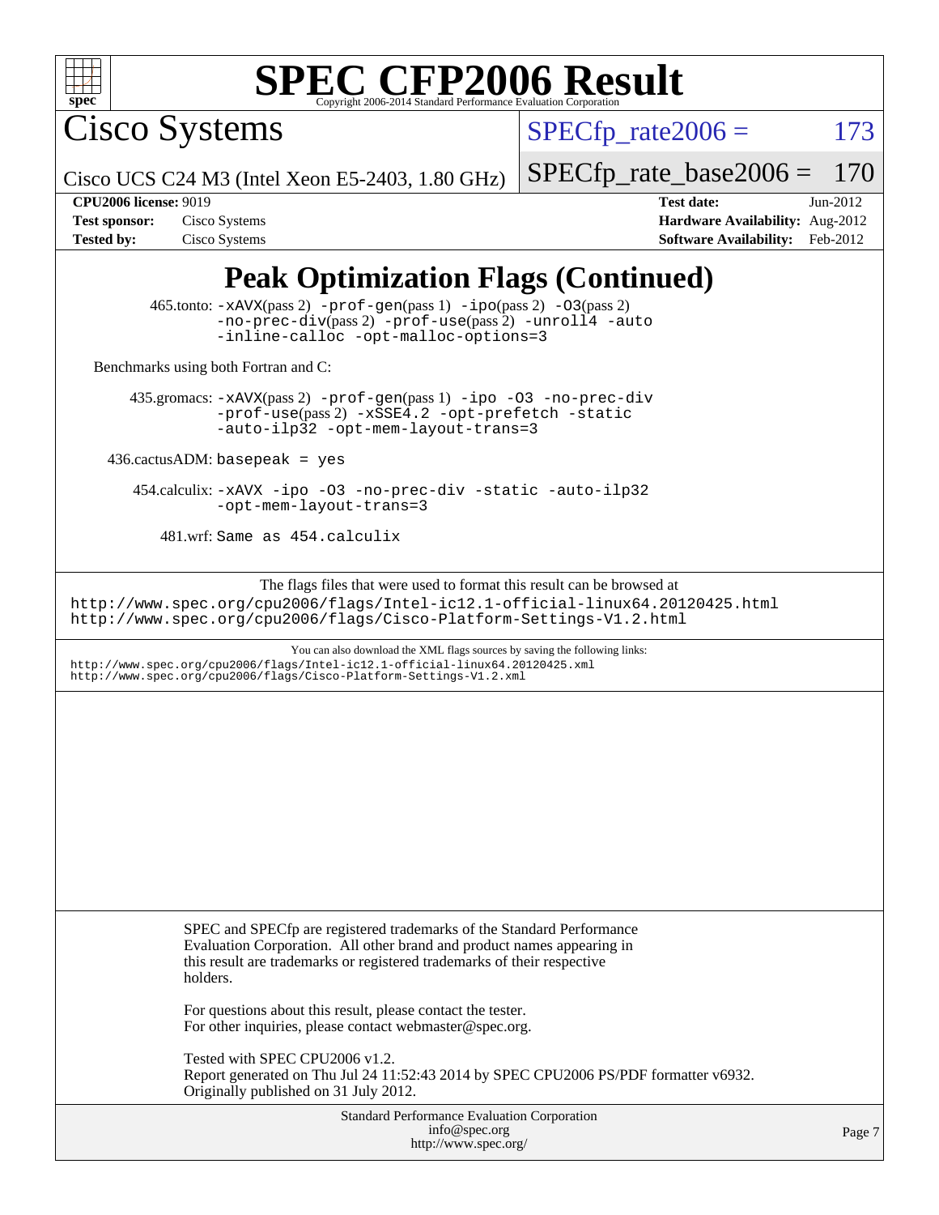# Peak Optimization Flags (Continued)

465.tonto: -xAVX(pass 2) -prof-gen(pass 1) -ipo(pass 2) -O3(pass 2) -no-prec-div(pass 2) -prof-use(pass 2) -unroll4 -auto -inline-calloc -opt-malloc-options=3

Benchmarks using both Fortran and C:

435.gromacs: -xAVX(pass 2) -prof-gen(pass 1) -ipo -O3 -no-prec-div -prof-use(pass 2) -xSSE4.2 -opt-prefetch -static -auto-ilp32 -opt-mem-layout-trans=3

436.cactusADM: basepeak = yes

454.calculix: -xAVX -ipo -O3 -no-prec-div -static -auto-ilp32 -opt-mem-layout-trans=3

481.wrf: Same as 454.calculix

The flags files that were used to format this result can be browsed at
http://www.spec.org/cpu2006/flags/Intel-ic12.1-official-linux64.20120425.html
http://www.spec.org/cpu2006/flags/Cisco-Platform-Settings-V1.2.html

You can also download the XML flags sources by saving the following links:
http://www.spec.org/cpu2006/flags/Intel-ic12.1-official-linux64.20120425.xml
http://www.spec.org/cpu2006/flags/Cisco-Platform-Settings-V1.2.xml

SPEC and SPECfp are registered trademarks of the Standard Performance Evaluation Corporation. All other brand and product names appearing in this result are trademarks or registered trademarks of their respective holders.

For questions about this result, please contact the tester.
For other inquiries, please contact webmaster@spec.org.

Tested with SPEC CPU2006 v1.2.
Report generated on Thu Jul 24 11:52:43 2014 by SPEC CPU2006 PS/PDF formatter v6932.
Originally published on 31 July 2012.